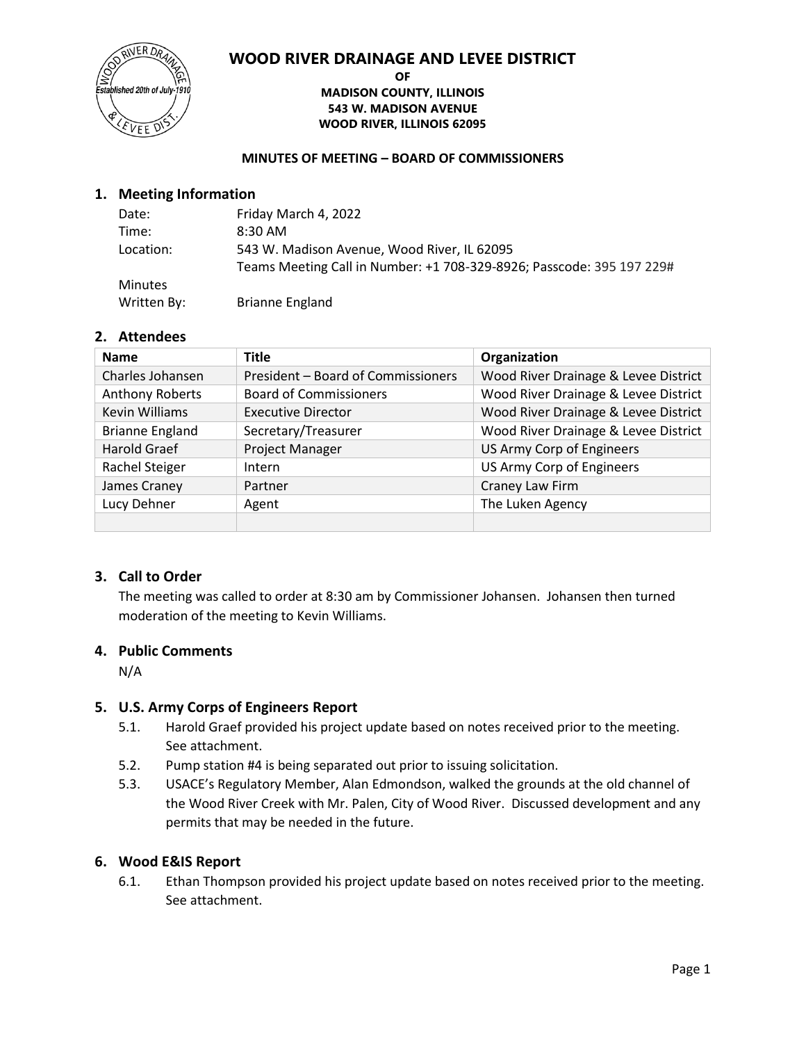# WOOD RIVER DRAINAGE AND LEVEE DISTRICT

**OF**
**MADISON COUNTY, ILLINOIS**
**543 W. MADISON AVENUE**
**WOOD RIVER, ILLINOIS 62095**

**MINUTES OF MEETING – BOARD OF COMMISSIONERS**

## 1. Meeting Information

| | |
|---|---|
| Date: | Friday March 4, 2022 |
| Time: | 8:30 AM |
| Location: | 543 W. Madison Avenue, Wood River, IL 62095<br>Teams Meeting Call in Number: +1 708-329-8926; Passcode: 395 197 229# |
| Minutes Written By: | Brianne England |

## 2. Attendees

| Name | Title | Organization |
|---|---|---|
| Charles Johansen | President – Board of Commissioners | Wood River Drainage & Levee District |
| Anthony Roberts | Board of Commissioners | Wood River Drainage & Levee District |
| Kevin Williams | Executive Director | Wood River Drainage & Levee District |
| Brianne England | Secretary/Treasurer | Wood River Drainage & Levee District |
| Harold Graef | Project Manager | US Army Corp of Engineers |
| Rachel Steiger | Intern | US Army Corp of Engineers |
| James Craney | Partner | Craney Law Firm |
| Lucy Dehner | Agent | The Luken Agency |
| | | |

## 3. Call to Order

The meeting was called to order at 8:30 am by Commissioner Johansen. Johansen then turned moderation of the meeting to Kevin Williams.

## 4. Public Comments

N/A

## 5. U.S. Army Corps of Engineers Report

5.1. Harold Graef provided his project update based on notes received prior to the meeting. See attachment.

5.2. Pump station #4 is being separated out prior to issuing solicitation.

5.3. USACE's Regulatory Member, Alan Edmondson, walked the grounds at the old channel of the Wood River Creek with Mr. Palen, City of Wood River. Discussed development and any permits that may be needed in the future.

## 6. Wood E&IS Report

6.1. Ethan Thompson provided his project update based on notes received prior to the meeting. See attachment.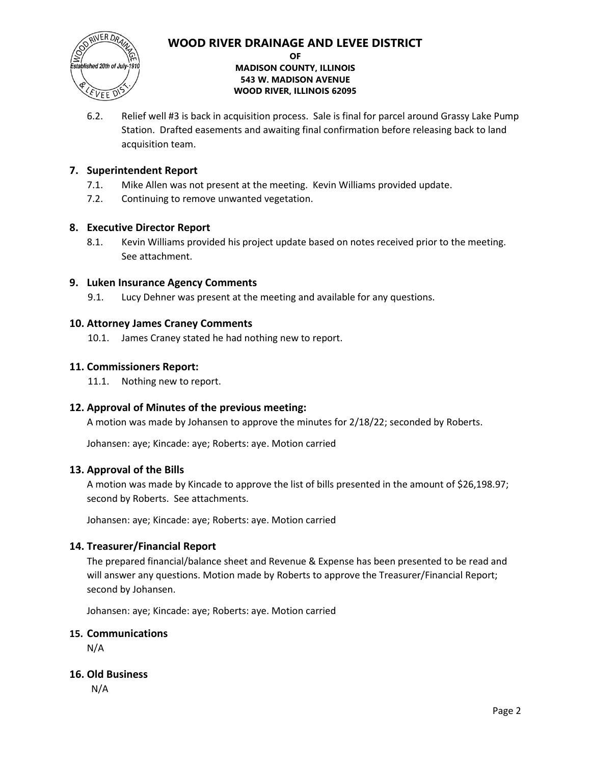6.2. Relief well #3 is back in acquisition process. Sale is final for parcel around Grassy Lake Pump Station. Drafted easements and awaiting final confirmation before releasing back to land acquisition team.

## 7. Superintendent Report

7.1. Mike Allen was not present at the meeting. Kevin Williams provided update.

7.2. Continuing to remove unwanted vegetation.

## 8. Executive Director Report

8.1. Kevin Williams provided his project update based on notes received prior to the meeting. See attachment.

## 9. Luken Insurance Agency Comments

9.1. Lucy Dehner was present at the meeting and available for any questions.

## 10. Attorney James Craney Comments

10.1. James Craney stated he had nothing new to report.

## 11. Commissioners Report:

11.1. Nothing new to report.

## 12. Approval of Minutes of the previous meeting:

A motion was made by Johansen to approve the minutes for 2/18/22; seconded by Roberts.

Johansen: aye; Kincade: aye; Roberts: aye. Motion carried

## 13. Approval of the Bills

A motion was made by Kincade to approve the list of bills presented in the amount of $26,198.97; second by Roberts. See attachments.

Johansen: aye; Kincade: aye; Roberts: aye. Motion carried

## 14. Treasurer/Financial Report

The prepared financial/balance sheet and Revenue & Expense has been presented to be read and will answer any questions. Motion made by Roberts to approve the Treasurer/Financial Report; second by Johansen.

Johansen: aye; Kincade: aye; Roberts: aye. Motion carried

## 15. Communications

N/A

## 16. Old Business

N/A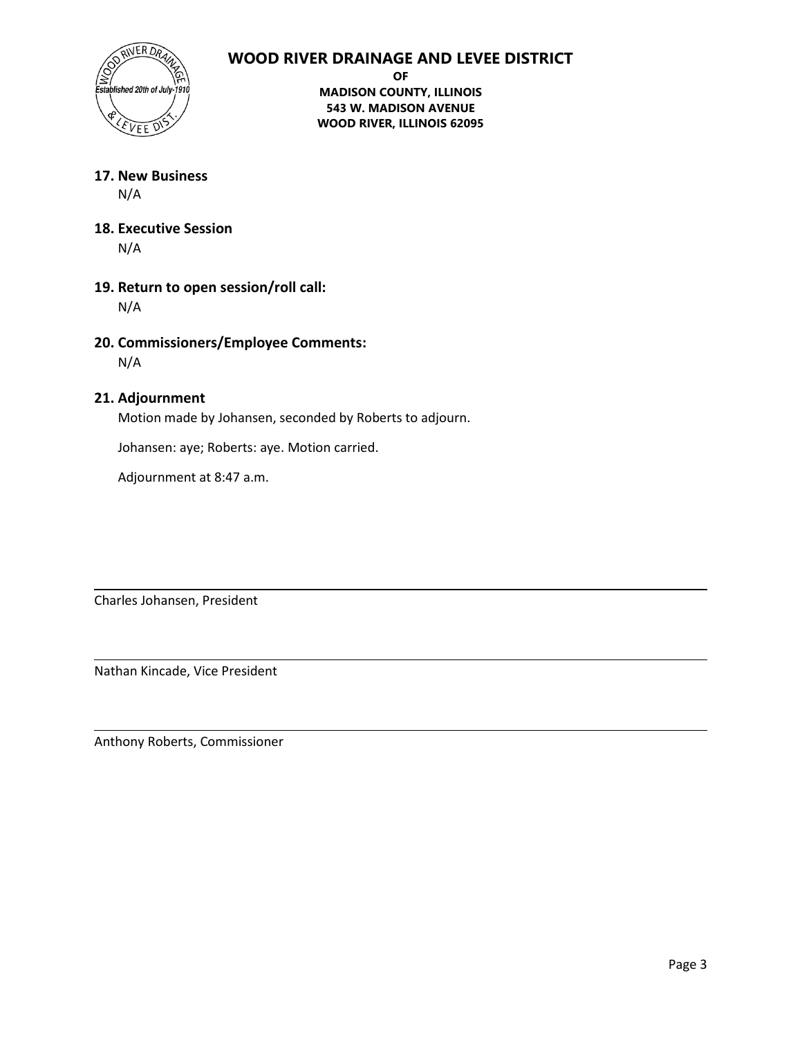**WOOD RIVER DRAINAGE AND LEVEE DISTRICT**
**OF**
**MADISON COUNTY, ILLINOIS**
**543 W. MADISON AVENUE**
**WOOD RIVER, ILLINOIS 62095**

## 17. New Business

N/A

## 18. Executive Session

N/A

## 19. Return to open session/roll call:

N/A

## 20. Commissioners/Employee Comments:

N/A

## 21. Adjournment

Motion made by Johansen, seconded by Roberts to adjourn.

Johansen: aye; Roberts: aye. Motion carried.

Adjournment at 8:47 a.m.

---

Charles Johansen, President

---

Nathan Kincade, Vice President

---

Anthony Roberts, Commissioner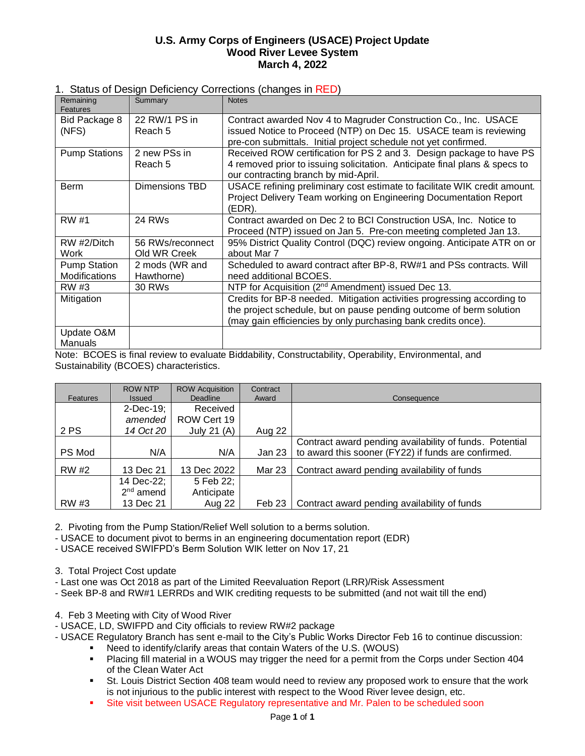# U.S. Army Corps of Engineers (USACE) Project Update
## Wood River Levee System
## March 4, 2022

1. Status of Design Deficiency Corrections (changes in RED)

| Remaining Features | Summary | Notes |
|---|---|---|
| Bid Package 8 (NFS) | 22 RW/1 PS in Reach 5 | Contract awarded Nov 4 to Magruder Construction Co., Inc. USACE issued Notice to Proceed (NTP) on Dec 15. USACE team is reviewing pre-con submittals. Initial project schedule not yet confirmed. |
| Pump Stations | 2 new PSs in Reach 5 | Received ROW certification for PS 2 and 3. Design package to have PS 4 removed prior to issuing solicitation. Anticipate final plans & specs to our contracting branch by mid-April. |
| Berm | Dimensions TBD | USACE refining preliminary cost estimate to facilitate WIK credit amount. Project Delivery Team working on Engineering Documentation Report (EDR). |
| RW #1 | 24 RWs | Contract awarded on Dec 2 to BCI Construction USA, Inc. Notice to Proceed (NTP) issued on Jan 5. Pre-con meeting completed Jan 13. |
| RW #2/Ditch Work | 56 RWs/reconnect Old WR Creek | 95% District Quality Control (DQC) review ongoing. Anticipate ATR on or about Mar 7 |
| Pump Station Modifications | 2 mods (WR and Hawthorne) | Scheduled to award contract after BP-8, RW#1 and PSs contracts. Will need additional BCOES. |
| RW #3 | 30 RWs | NTP for Acquisition (2nd Amendment) issued Dec 13. |
| Mitigation | | Credits for BP-8 needed. Mitigation activities progressing according to the project schedule, but on pause pending outcome of berm solution (may gain efficiencies by only purchasing bank credits once). |
| Update O&M Manuals | | |

Note: BCOES is final review to evaluate Biddability, Constructability, Operability, Environmental, and Sustainability (BCOES) characteristics.

| Features | ROW NTP Issued | ROW Acquisition Deadline | Contract Award | Consequence |
|---|---|---|---|---|
| 2 PS | 2-Dec-19; *amended 14 Oct 20* | Received ROW Cert 19 July 21 (A) | Aug 22 | |
| PS Mod | N/A | N/A | Jan 23 | Contract award pending availability of funds. Potential to award this sooner (FY22) if funds are confirmed. |
| RW #2 | 13 Dec 21 | 13 Dec 2022 | Mar 23 | Contract award pending availability of funds |
| RW #3 | 14 Dec-22; 2nd amend 13 Dec 21 | 5 Feb 22; Anticipate Aug 22 | Feb 23 | Contract award pending availability of funds |

2. Pivoting from the Pump Station/Relief Well solution to a berms solution.
- USACE to document pivot to berms in an engineering documentation report (EDR)
- USACE received SWIFPD's Berm Solution WIK letter on Nov 17, 21

3. Total Project Cost update
- Last one was Oct 2018 as part of the Limited Reevaluation Report (LRR)/Risk Assessment
- Seek BP-8 and RW#1 LERRDs and WIK crediting requests to be submitted (and not wait till the end)

4. Feb 3 Meeting with City of Wood River
- USACE, LD, SWIFPD and City officials to review RW#2 package
- USACE Regulatory Branch has sent e-mail to the City's Public Works Director Feb 16 to continue discussion:
  - Need to identify/clarify areas that contain Waters of the U.S. (WOUS)
  - Placing fill material in a WOUS may trigger the need for a permit from the Corps under Section 404 of the Clean Water Act
  - St. Louis District Section 408 team would need to review any proposed work to ensure that the work is not injurious to the public interest with respect to the Wood River levee design, etc.
  - Site visit between USACE Regulatory representative and Mr. Palen to be scheduled soon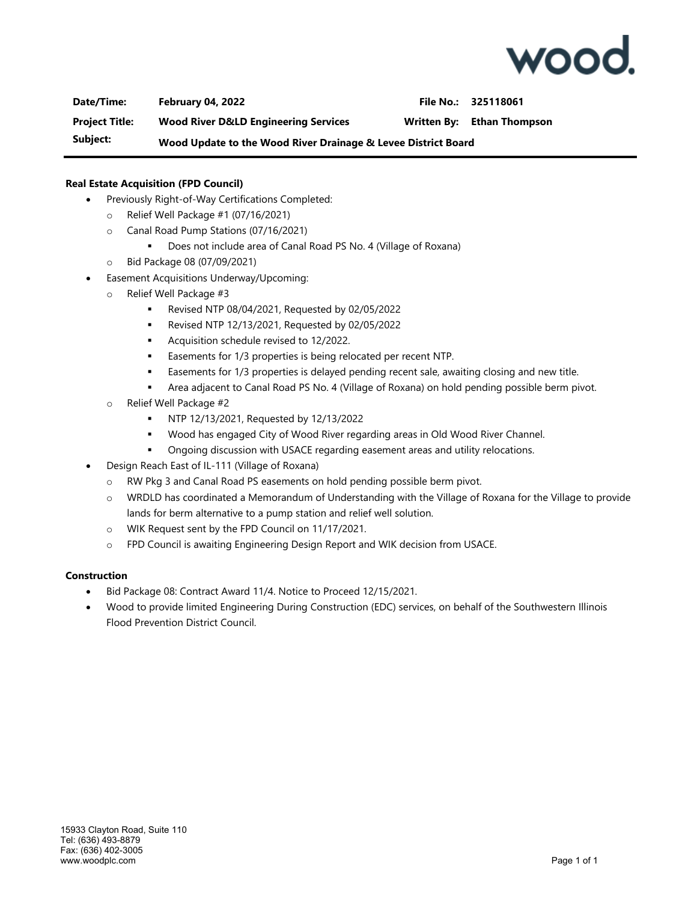wood.

| Date/Time: | February 04, 2022 | File No.: | 325118061 |
|---|---|---|---|
| Project Title: | Wood River D&LD Engineering Services | Written By: | Ethan Thompson |
| Subject: | Wood Update to the Wood River Drainage & Levee District Board | | |

**Real Estate Acquisition (FPD Council)**

- Previously Right-of-Way Certifications Completed:
  - Relief Well Package #1 (07/16/2021)
  - Canal Road Pump Stations (07/16/2021)
    - Does not include area of Canal Road PS No. 4 (Village of Roxana)
  - Bid Package 08 (07/09/2021)
- Easement Acquisitions Underway/Upcoming:
  - Relief Well Package #3
    - Revised NTP 08/04/2021, Requested by 02/05/2022
    - Revised NTP 12/13/2021, Requested by 02/05/2022
    - Acquisition schedule revised to 12/2022.
    - Easements for 1/3 properties is being relocated per recent NTP.
    - Easements for 1/3 properties is delayed pending recent sale, awaiting closing and new title.
    - Area adjacent to Canal Road PS No. 4 (Village of Roxana) on hold pending possible berm pivot.
  - Relief Well Package #2
    - NTP 12/13/2021, Requested by 12/13/2022
    - Wood has engaged City of Wood River regarding areas in Old Wood River Channel.
    - Ongoing discussion with USACE regarding easement areas and utility relocations.
- Design Reach East of IL-111 (Village of Roxana)
  - RW Pkg 3 and Canal Road PS easements on hold pending possible berm pivot.
  - WRDLD has coordinated a Memorandum of Understanding with the Village of Roxana for the Village to provide lands for berm alternative to a pump station and relief well solution.
  - WIK Request sent by the FPD Council on 11/17/2021.
  - FPD Council is awaiting Engineering Design Report and WIK decision from USACE.

**Construction**

- Bid Package 08: Contract Award 11/4. Notice to Proceed 12/15/2021.
- Wood to provide limited Engineering During Construction (EDC) services, on behalf of the Southwestern Illinois Flood Prevention District Council.

15933 Clayton Road, Suite 110
Tel: (636) 493-8879
Fax: (636) 402-3005
www.woodplc.com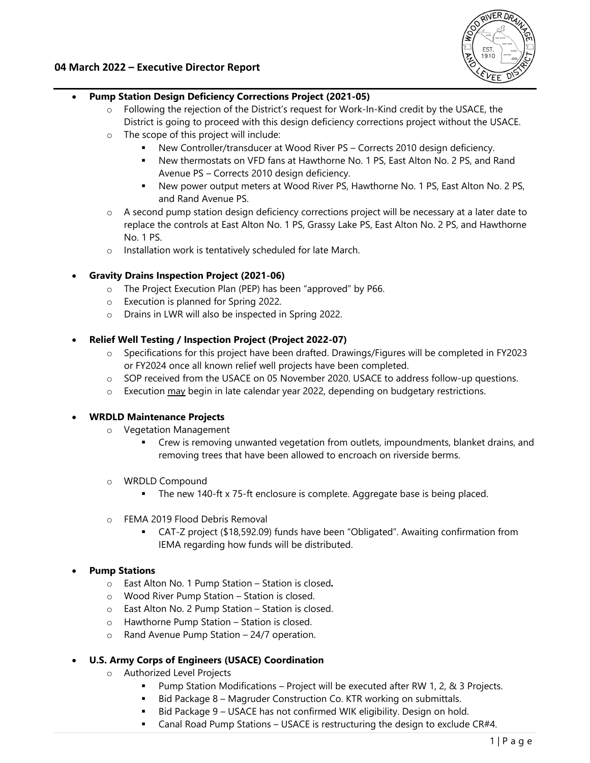## 04 March 2022 – Executive Director Report

- **Pump Station Design Deficiency Corrections Project (2021-05)**
  - Following the rejection of the District's request for Work-In-Kind credit by the USACE, the District is going to proceed with this design deficiency corrections project without the USACE.
  - The scope of this project will include:
    - New Controller/transducer at Wood River PS – Corrects 2010 design deficiency.
    - New thermostats on VFD fans at Hawthorne No. 1 PS, East Alton No. 2 PS, and Rand Avenue PS – Corrects 2010 design deficiency.
    - New power output meters at Wood River PS, Hawthorne No. 1 PS, East Alton No. 2 PS, and Rand Avenue PS.
  - A second pump station design deficiency corrections project will be necessary at a later date to replace the controls at East Alton No. 1 PS, Grassy Lake PS, East Alton No. 2 PS, and Hawthorne No. 1 PS.
  - Installation work is tentatively scheduled for late March.

- **Gravity Drains Inspection Project (2021-06)**
  - The Project Execution Plan (PEP) has been "approved" by P66.
  - Execution is planned for Spring 2022.
  - Drains in LWR will also be inspected in Spring 2022.

- **Relief Well Testing / Inspection Project (Project 2022-07)**
  - Specifications for this project have been drafted. Drawings/Figures will be completed in FY2023 or FY2024 once all known relief well projects have been completed.
  - SOP received from the USACE on 05 November 2020. USACE to address follow-up questions.
  - Execution <u>may</u> begin in late calendar year 2022, depending on budgetary restrictions.

- **WRDLD Maintenance Projects**
  - Vegetation Management
    - Crew is removing unwanted vegetation from outlets, impoundments, blanket drains, and removing trees that have been allowed to encroach on riverside berms.
  - WRDLD Compound
    - The new 140-ft x 75-ft enclosure is complete. Aggregate base is being placed.
  - FEMA 2019 Flood Debris Removal
    - CAT-Z project ($18,592.09) funds have been "Obligated". Awaiting confirmation from IEMA regarding how funds will be distributed.

- **Pump Stations**
  - East Alton No. 1 Pump Station – Station is closed**.**
  - Wood River Pump Station – Station is closed.
  - East Alton No. 2 Pump Station – Station is closed.
  - Hawthorne Pump Station – Station is closed.
  - Rand Avenue Pump Station – 24/7 operation.

- **U.S. Army Corps of Engineers (USACE) Coordination**
  - Authorized Level Projects
    - Pump Station Modifications – Project will be executed after RW 1, 2, & 3 Projects.
    - Bid Package 8 – Magruder Construction Co. KTR working on submittals.
    - Bid Package 9 – USACE has not confirmed WIK eligibility. Design on hold.
    - Canal Road Pump Stations – USACE is restructuring the design to exclude CR#4.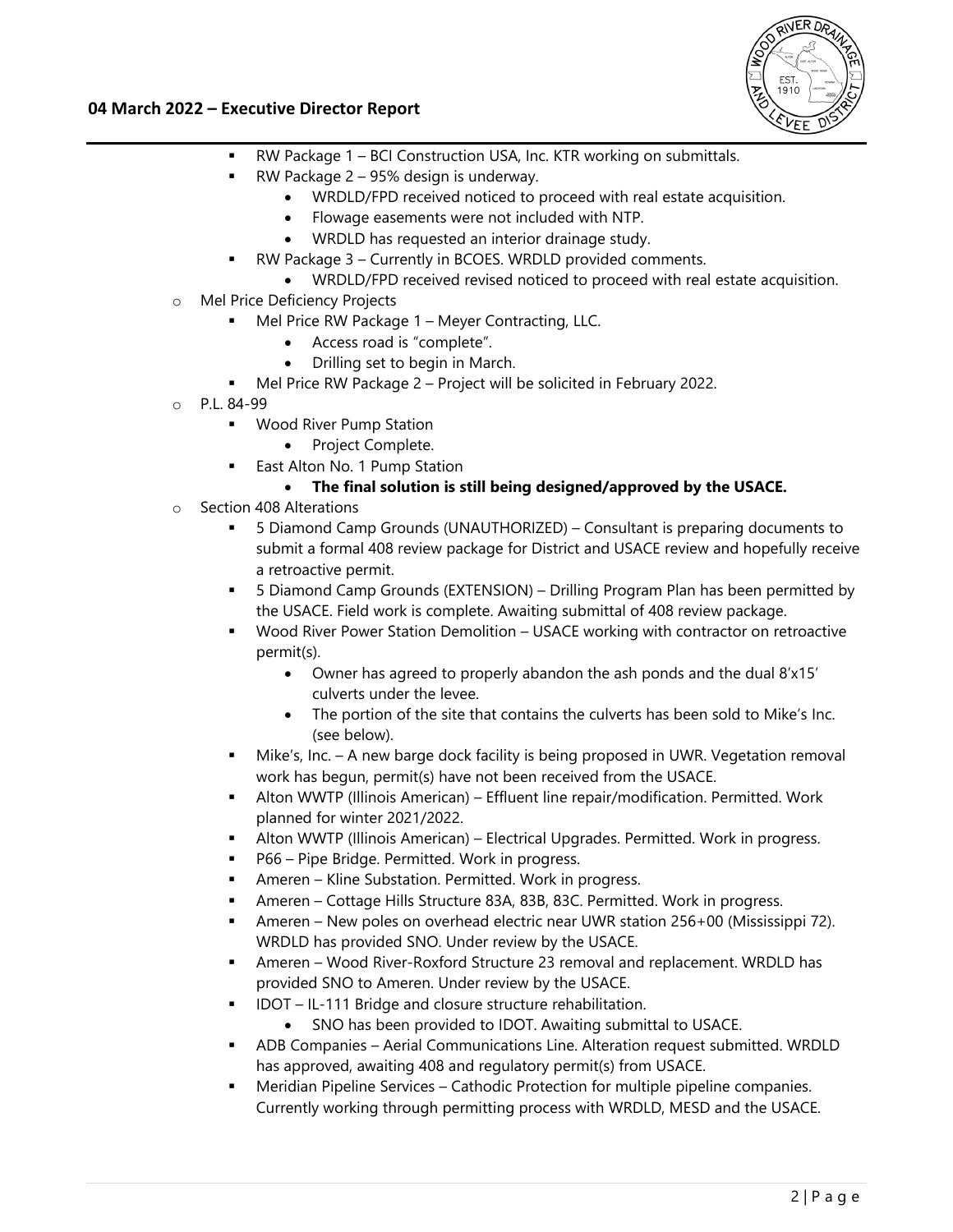- RW Package 1 – BCI Construction USA, Inc. KTR working on submittals.
- RW Package 2 – 95% design is underway.
  - WRDLD/FPD received noticed to proceed with real estate acquisition.
  - Flowage easements were not included with NTP.
  - WRDLD has requested an interior drainage study.
- RW Package 3 – Currently in BCOES. WRDLD provided comments.
  - WRDLD/FPD received revised noticed to proceed with real estate acquisition.

- Mel Price Deficiency Projects
  - Mel Price RW Package 1 – Meyer Contracting, LLC.
    - Access road is "complete".
    - Drilling set to begin in March.
  - Mel Price RW Package 2 – Project will be solicited in February 2022.
- P.L. 84-99
  - Wood River Pump Station
    - Project Complete.
  - East Alton No. 1 Pump Station
    - **The final solution is still being designed/approved by the USACE.**
- Section 408 Alterations
  - 5 Diamond Camp Grounds (UNAUTHORIZED) – Consultant is preparing documents to submit a formal 408 review package for District and USACE review and hopefully receive a retroactive permit.
  - 5 Diamond Camp Grounds (EXTENSION) – Drilling Program Plan has been permitted by the USACE. Field work is complete. Awaiting submittal of 408 review package.
  - Wood River Power Station Demolition – USACE working with contractor on retroactive permit(s).
    - Owner has agreed to properly abandon the ash ponds and the dual 8'x15' culverts under the levee.
    - The portion of the site that contains the culverts has been sold to Mike's Inc. (see below).
  - Mike's, Inc. – A new barge dock facility is being proposed in UWR. Vegetation removal work has begun, permit(s) have not been received from the USACE.
  - Alton WWTP (Illinois American) – Effluent line repair/modification. Permitted. Work planned for winter 2021/2022.
  - Alton WWTP (Illinois American) – Electrical Upgrades. Permitted. Work in progress.
  - P66 – Pipe Bridge. Permitted. Work in progress.
  - Ameren – Kline Substation. Permitted. Work in progress.
  - Ameren – Cottage Hills Structure 83A, 83B, 83C. Permitted. Work in progress.
  - Ameren – New poles on overhead electric near UWR station 256+00 (Mississippi 72). WRDLD has provided SNO. Under review by the USACE.
  - Ameren – Wood River-Roxford Structure 23 removal and replacement. WRDLD has provided SNO to Ameren. Under review by the USACE.
  - IDOT – IL-111 Bridge and closure structure rehabilitation.
    - SNO has been provided to IDOT. Awaiting submittal to USACE.
  - ADB Companies – Aerial Communications Line. Alteration request submitted. WRDLD has approved, awaiting 408 and regulatory permit(s) from USACE.
  - Meridian Pipeline Services – Cathodic Protection for multiple pipeline companies. Currently working through permitting process with WRDLD, MESD and the USACE.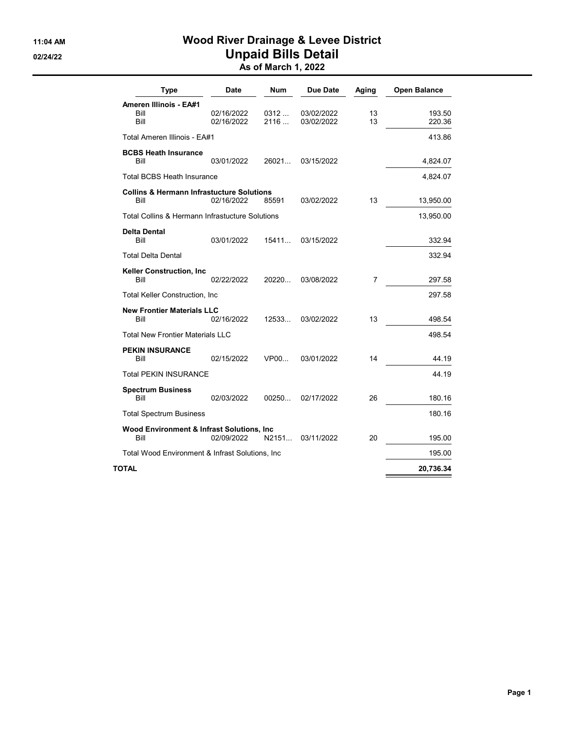# Wood River Drainage & Levee District

## Unpaid Bills Detail

### As of March 1, 2022

11:04 AM
02/24/22

| Type | Date | Num | Due Date | Aging | Open Balance |
|---|---|---|---|---|---|
| **Ameren Illinois - EA#1** | | | | | |
| Bill | 02/16/2022 | 0312 ... | 03/02/2022 | 13 | 193.50 |
| Bill | 02/16/2022 | 2116 ... | 03/02/2022 | 13 | 220.36 |
| Total Ameren Illinois - EA#1 | | | | | 413.86 |
| **BCBS Heath Insurance** | | | | | |
| Bill | 03/01/2022 | 26021... | 03/15/2022 | | 4,824.07 |
| Total BCBS Heath Insurance | | | | | 4,824.07 |
| **Collins & Hermann Infrastucture Solutions** | | | | | |
| Bill | 02/16/2022 | 85591 | 03/02/2022 | 13 | 13,950.00 |
| Total Collins & Hermann Infrastucture Solutions | | | | | 13,950.00 |
| **Delta Dental** | | | | | |
| Bill | 03/01/2022 | 15411... | 03/15/2022 | | 332.94 |
| Total Delta Dental | | | | | 332.94 |
| **Keller Construction, Inc** | | | | | |
| Bill | 02/22/2022 | 20220... | 03/08/2022 | 7 | 297.58 |
| Total Keller Construction, Inc | | | | | 297.58 |
| **New Frontier Materials LLC** | | | | | |
| Bill | 02/16/2022 | 12533... | 03/02/2022 | 13 | 498.54 |
| Total New Frontier Materials LLC | | | | | 498.54 |
| **PEKIN INSURANCE** | | | | | |
| Bill | 02/15/2022 | VP00... | 03/01/2022 | 14 | 44.19 |
| Total PEKIN INSURANCE | | | | | 44.19 |
| **Spectrum Business** | | | | | |
| Bill | 02/03/2022 | 00250... | 02/17/2022 | 26 | 180.16 |
| Total Spectrum Business | | | | | 180.16 |
| **Wood Environment & Infrast Solutions, Inc** | | | | | |
| Bill | 02/09/2022 | N2151... | 03/11/2022 | 20 | 195.00 |
| Total Wood Environment & Infrast Solutions, Inc | | | | | 195.00 |
| **TOTAL** | | | | | **20,736.34** |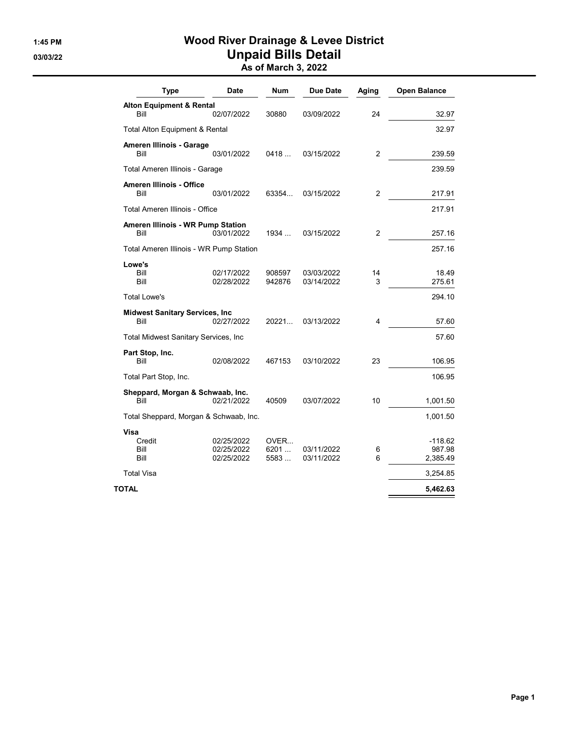# Wood River Drainage & Levee District

## Unpaid Bills Detail

### As of March 3, 2022

1:45 PM
03/03/22

| Type | Date | Num | Due Date | Aging | Open Balance |
|---|---|---|---|---|---|
| **Alton Equipment & Rental** | | | | | |
| Bill | 02/07/2022 | 30880 | 03/09/2022 | 24 | 32.97 |
| Total Alton Equipment & Rental | | | | | 32.97 |
| **Ameren Illinois - Garage** | | | | | |
| Bill | 03/01/2022 | 0418 ... | 03/15/2022 | 2 | 239.59 |
| Total Ameren Illinois - Garage | | | | | 239.59 |
| **Ameren Illinois - Office** | | | | | |
| Bill | 03/01/2022 | 63354... | 03/15/2022 | 2 | 217.91 |
| Total Ameren Illinois - Office | | | | | 217.91 |
| **Ameren Illinois - WR Pump Station** | | | | | |
| Bill | 03/01/2022 | 1934 ... | 03/15/2022 | 2 | 257.16 |
| Total Ameren Illinois - WR Pump Station | | | | | 257.16 |
| **Lowe's** | | | | | |
| Bill | 02/17/2022 | 908597 | 03/03/2022 | 14 | 18.49 |
| Bill | 02/28/2022 | 942876 | 03/14/2022 | 3 | 275.61 |
| Total Lowe's | | | | | 294.10 |
| **Midwest Sanitary Services, Inc** | | | | | |
| Bill | 02/27/2022 | 20221... | 03/13/2022 | 4 | 57.60 |
| Total Midwest Sanitary Services, Inc | | | | | 57.60 |
| **Part Stop, Inc.** | | | | | |
| Bill | 02/08/2022 | 467153 | 03/10/2022 | 23 | 106.95 |
| Total Part Stop, Inc. | | | | | 106.95 |
| **Sheppard, Morgan & Schwaab, Inc.** | | | | | |
| Bill | 02/21/2022 | 40509 | 03/07/2022 | 10 | 1,001.50 |
| Total Sheppard, Morgan & Schwaab, Inc. | | | | | 1,001.50 |
| **Visa** | | | | | |
| Credit | 02/25/2022 | OVER... | | | -118.62 |
| Bill | 02/25/2022 | 6201 ... | 03/11/2022 | 6 | 987.98 |
| Bill | 02/25/2022 | 5583 ... | 03/11/2022 | 6 | 2,385.49 |
| Total Visa | | | | | 3,254.85 |
| **TOTAL** | | | | | **5,462.63** |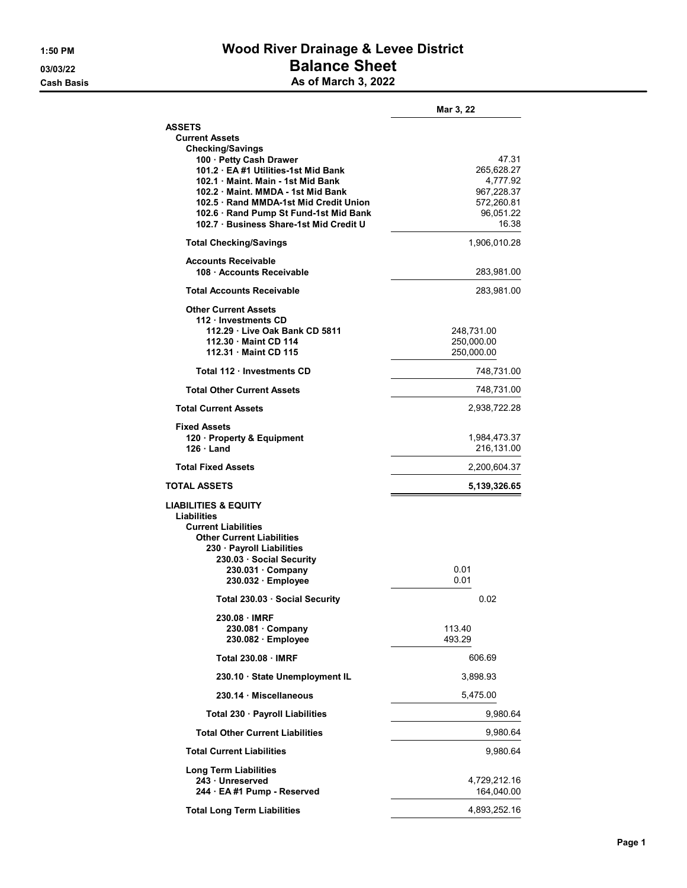# Wood River Drainage & Levee District

## Balance Sheet

### As of March 3, 2022

1:50 PM
03/03/22
Cash Basis

| | | Mar 3, 22 |
|---|---|---|
| **ASSETS** | | |
| **Current Assets** | | |
| **Checking/Savings** | | |
| 100 · Petty Cash Drawer | | 47.31 |
| 101.2 · EA #1 Utilities-1st Mid Bank | | 265,628.27 |
| 102.1 · Maint. Main - 1st Mid Bank | | 4,777.92 |
| 102.2 · Maint. MMDA - 1st Mid Bank | | 967,228.37 |
| 102.5 · Rand MMDA-1st Mid Credit Union | | 572,260.81 |
| 102.6 · Rand Pump St Fund-1st Mid Bank | | 96,051.22 |
| 102.7 · Business Share-1st Mid Credit U | | 16.38 |
| **Total Checking/Savings** | | 1,906,010.28 |
| **Accounts Receivable** | | |
| 108 · Accounts Receivable | | 283,981.00 |
| **Total Accounts Receivable** | | 283,981.00 |
| **Other Current Assets** | | |
| 112 · Investments CD | | |
| 112.29 · Live Oak Bank CD 5811 | 248,731.00 | |
| 112.30 · Maint CD 114 | 250,000.00 | |
| 112.31 · Maint CD 115 | 250,000.00 | |
| Total 112 · Investments CD | | 748,731.00 |
| **Total Other Current Assets** | | 748,731.00 |
| **Total Current Assets** | | 2,938,722.28 |
| **Fixed Assets** | | |
| 120 · Property & Equipment | | 1,984,473.37 |
| 126 · Land | | 216,131.00 |
| **Total Fixed Assets** | | 2,200,604.37 |
| **TOTAL ASSETS** | | **5,139,326.65** |
| **LIABILITIES & EQUITY** | | |
| **Liabilities** | | |
| **Current Liabilities** | | |
| **Other Current Liabilities** | | |
| 230 · Payroll Liabilities | | |
| 230.03 · Social Security | | |
| 230.031 · Company | 0.01 | |
| 230.032 · Employee | 0.01 | |
| Total 230.03 · Social Security | 0.02 | |
| 230.08 · IMRF | | |
| 230.081 · Company | 113.40 | |
| 230.082 · Employee | 493.29 | |
| Total 230.08 · IMRF | 606.69 | |
| 230.10 · State Unemployment IL | 3,898.93 | |
| 230.14 · Miscellaneous | 5,475.00 | |
| Total 230 · Payroll Liabilities | | 9,980.64 |
| **Total Other Current Liabilities** | | 9,980.64 |
| **Total Current Liabilities** | | 9,980.64 |
| **Long Term Liabilities** | | |
| 243 · Unreserved | | 4,729,212.16 |
| 244 · EA #1 Pump - Reserved | | 164,040.00 |
| **Total Long Term Liabilities** | | 4,893,252.16 |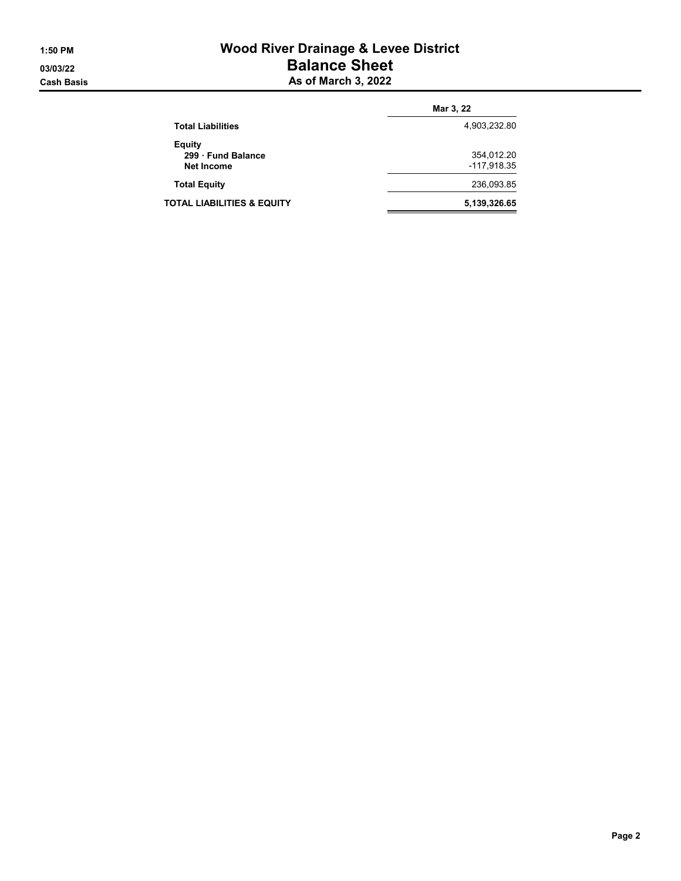# Wood River Drainage & Levee District

## Balance Sheet

### As of March 3, 2022

1:50 PM
03/03/22
Cash Basis

| | Mar 3, 22 |
|---|---|
| **Total Liabilities** | 4,903,232.80 |
| **Equity** | |
| **299 · Fund Balance** | 354,012.20 |
| **Net Income** | -117,918.35 |
| **Total Equity** | 236,093.85 |
| **TOTAL LIABILITIES & EQUITY** | **5,139,326.65** |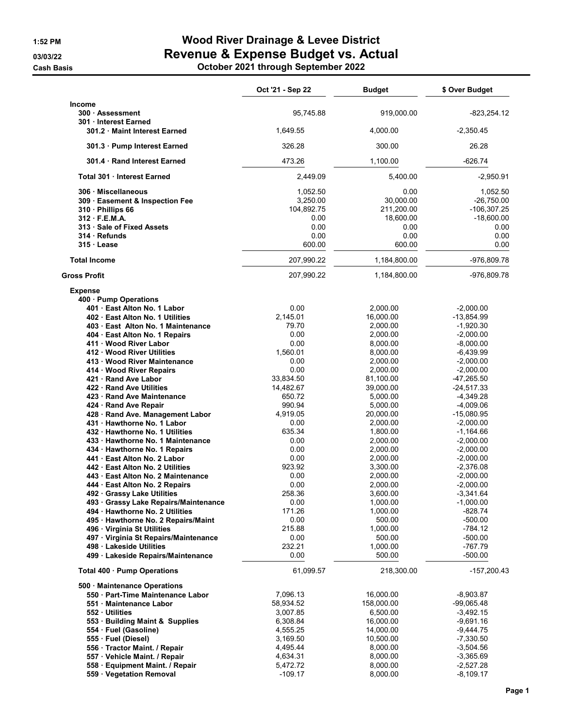# Wood River Drainage & Levee District

## Revenue & Expense Budget vs. Actual

**October 2021 through September 2022**

1:52 PM
03/03/22
Cash Basis

| | Oct '21 - Sep 22 | Budget | $ Over Budget |
|---|---|---|---|
| **Income** | | | |
| **300 · Assessment** | 95,745.88 | 919,000.00 | -823,254.12 |
| **301 · Interest Earned** | | | |
| **301.2 · Maint Interest Earned** | 1,649.55 | 4,000.00 | -2,350.45 |
| **301.3 · Pump Interest Earned** | 326.28 | 300.00 | 26.28 |
| **301.4 · Rand Interest Earned** | 473.26 | 1,100.00 | -626.74 |
| **Total 301 · Interest Earned** | 2,449.09 | 5,400.00 | -2,950.91 |
| **306 · Miscellaneous** | 1,052.50 | 0.00 | 1,052.50 |
| **309 · Easement & Inspection Fee** | 3,250.00 | 30,000.00 | -26,750.00 |
| **310 · Phillips 66** | 104,892.75 | 211,200.00 | -106,307.25 |
| **312 · F.E.M.A.** | 0.00 | 18,600.00 | -18,600.00 |
| **313 · Sale of Fixed Assets** | 0.00 | 0.00 | 0.00 |
| **314 · Refunds** | 0.00 | 0.00 | 0.00 |
| **315 · Lease** | 600.00 | 600.00 | 0.00 |
| **Total Income** | 207,990.22 | 1,184,800.00 | -976,809.78 |
| **Gross Profit** | 207,990.22 | 1,184,800.00 | -976,809.78 |
| **Expense** | | | |
| **400 · Pump Operations** | | | |
| **401 · East Alton No. 1 Labor** | 0.00 | 2,000.00 | -2,000.00 |
| **402 · East Alton No. 1 Utilities** | 2,145.01 | 16,000.00 | -13,854.99 |
| **403 · East Alton No. 1 Maintenance** | 79.70 | 2,000.00 | -1,920.30 |
| **404 · East Alton No. 1 Repairs** | 0.00 | 2,000.00 | -2,000.00 |
| **411 · Wood River Labor** | 0.00 | 8,000.00 | -8,000.00 |
| **412 · Wood River Utilities** | 1,560.01 | 8,000.00 | -6,439.99 |
| **413 · Wood River Maintenance** | 0.00 | 2,000.00 | -2,000.00 |
| **414 · Wood River Repairs** | 0.00 | 2,000.00 | -2,000.00 |
| **421 · Rand Ave Labor** | 33,834.50 | 81,100.00 | -47,265.50 |
| **422 · Rand Ave Utilities** | 14,482.67 | 39,000.00 | -24,517.33 |
| **423 · Rand Ave Maintenance** | 650.72 | 5,000.00 | -4,349.28 |
| **424 · Rand Ave Repair** | 990.94 | 5,000.00 | -4,009.06 |
| **428 · Rand Ave. Management Labor** | 4,919.05 | 20,000.00 | -15,080.95 |
| **431 · Hawthorne No. 1 Labor** | 0.00 | 2,000.00 | -2,000.00 |
| **432 · Hawthorne No. 1 Utilities** | 635.34 | 1,800.00 | -1,164.66 |
| **433 · Hawthorne No. 1 Maintenance** | 0.00 | 2,000.00 | -2,000.00 |
| **434 · Hawthorne No. 1 Repairs** | 0.00 | 2,000.00 | -2,000.00 |
| **441 · East Alton No. 2 Labor** | 0.00 | 2,000.00 | -2,000.00 |
| **442 · East Alton No. 2 Utilities** | 923.92 | 3,300.00 | -2,376.08 |
| **443 · East Alton No. 2 Maintenance** | 0.00 | 2,000.00 | -2,000.00 |
| **444 · East Alton No. 2 Repairs** | 0.00 | 2,000.00 | -2,000.00 |
| **492 · Grassy Lake Utilities** | 258.36 | 3,600.00 | -3,341.64 |
| **493 · Grassy Lake Repairs/Maintenance** | 0.00 | 1,000.00 | -1,000.00 |
| **494 · Hawthorne No. 2 Utilities** | 171.26 | 1,000.00 | -828.74 |
| **495 · Hawthorne No. 2 Repairs/Maint** | 0.00 | 500.00 | -500.00 |
| **496 · Virginia St Utilities** | 215.88 | 1,000.00 | -784.12 |
| **497 · Virginia St Repairs/Maintenance** | 0.00 | 500.00 | -500.00 |
| **498 · Lakeside Utilities** | 232.21 | 1,000.00 | -767.79 |
| **499 · Lakeside Repairs/Maintenance** | 0.00 | 500.00 | -500.00 |
| **Total 400 · Pump Operations** | 61,099.57 | 218,300.00 | -157,200.43 |
| **500 · Maintenance Operations** | | | |
| **550 · Part-Time Maintenance Labor** | 7,096.13 | 16,000.00 | -8,903.87 |
| **551 · Maintenance Labor** | 58,934.52 | 158,000.00 | -99,065.48 |
| **552 · Utilities** | 3,007.85 | 6,500.00 | -3,492.15 |
| **553 · Building Maint & Supplies** | 6,308.84 | 16,000.00 | -9,691.16 |
| **554 · Fuel (Gasoline)** | 4,555.25 | 14,000.00 | -9,444.75 |
| **555 · Fuel (Diesel)** | 3,169.50 | 10,500.00 | -7,330.50 |
| **556 · Tractor Maint. / Repair** | 4,495.44 | 8,000.00 | -3,504.56 |
| **557 · Vehicle Maint. / Repair** | 4,634.31 | 8,000.00 | -3,365.69 |
| **558 · Equipment Maint. / Repair** | 5,472.72 | 8,000.00 | -2,527.28 |
| **559 · Vegetation Removal** | -109.17 | 8,000.00 | -8,109.17 |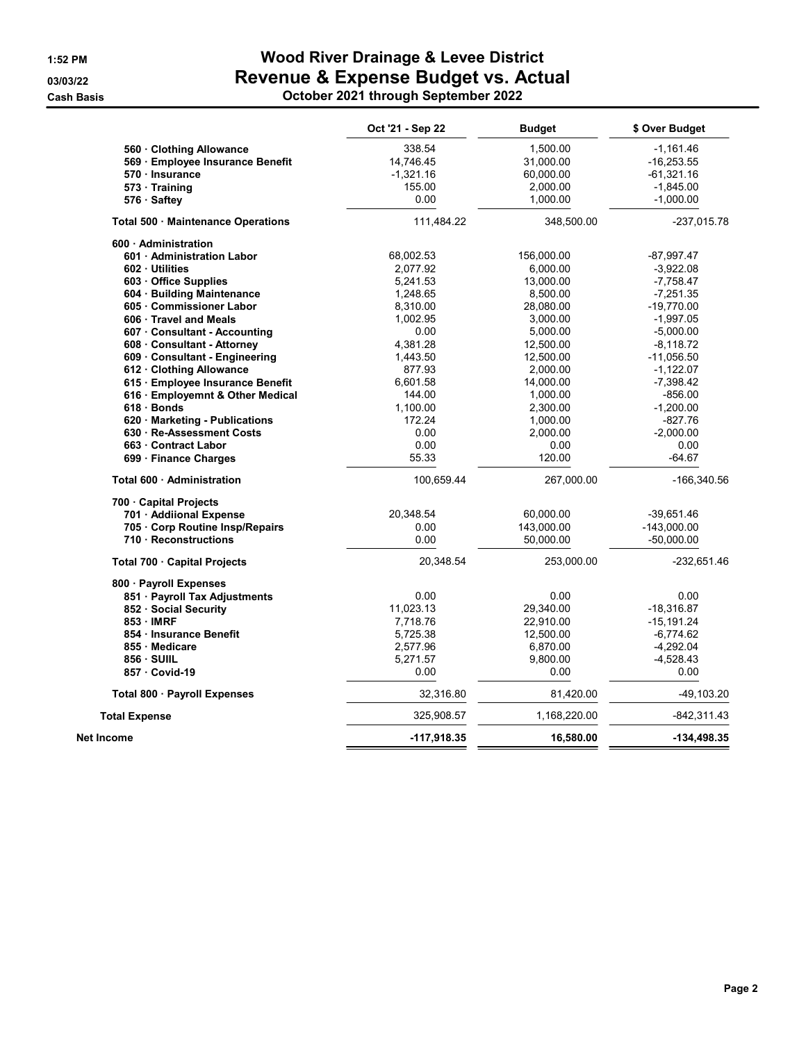# Wood River Drainage & Levee District
## Revenue & Expense Budget vs. Actual
### October 2021 through September 2022

1:52 PM
03/03/22
Cash Basis

| | Oct '21 - Sep 22 | Budget | $ Over Budget |
|---|---|---|---|
| 560 · Clothing Allowance | 338.54 | 1,500.00 | -1,161.46 |
| 569 · Employee Insurance Benefit | 14,746.45 | 31,000.00 | -16,253.55 |
| 570 · Insurance | -1,321.16 | 60,000.00 | -61,321.16 |
| 573 · Training | 155.00 | 2,000.00 | -1,845.00 |
| 576 · Saftey | 0.00 | 1,000.00 | -1,000.00 |
| **Total 500 · Maintenance Operations** | 111,484.22 | 348,500.00 | -237,015.78 |
| **600 · Administration** | | | |
| 601 · Administration Labor | 68,002.53 | 156,000.00 | -87,997.47 |
| 602 · Utilities | 2,077.92 | 6,000.00 | -3,922.08 |
| 603 · Office Supplies | 5,241.53 | 13,000.00 | -7,758.47 |
| 604 · Building Maintenance | 1,248.65 | 8,500.00 | -7,251.35 |
| 605 · Commissioner Labor | 8,310.00 | 28,080.00 | -19,770.00 |
| 606 · Travel and Meals | 1,002.95 | 3,000.00 | -1,997.05 |
| 607 · Consultant - Accounting | 0.00 | 5,000.00 | -5,000.00 |
| 608 · Consultant - Attorney | 4,381.28 | 12,500.00 | -8,118.72 |
| 609 · Consultant - Engineering | 1,443.50 | 12,500.00 | -11,056.50 |
| 612 · Clothing Allowance | 877.93 | 2,000.00 | -1,122.07 |
| 615 · Employee Insurance Benefit | 6,601.58 | 14,000.00 | -7,398.42 |
| 616 · Employemnt & Other Medical | 144.00 | 1,000.00 | -856.00 |
| 618 · Bonds | 1,100.00 | 2,300.00 | -1,200.00 |
| 620 · Marketing - Publications | 172.24 | 1,000.00 | -827.76 |
| 630 · Re-Assessment Costs | 0.00 | 2,000.00 | -2,000.00 |
| 663 · Contract Labor | 0.00 | 0.00 | 0.00 |
| 699 · Finance Charges | 55.33 | 120.00 | -64.67 |
| **Total 600 · Administration** | 100,659.44 | 267,000.00 | -166,340.56 |
| **700 · Capital Projects** | | | |
| 701 · Addiional Expense | 20,348.54 | 60,000.00 | -39,651.46 |
| 705 · Corp Routine Insp/Repairs | 0.00 | 143,000.00 | -143,000.00 |
| 710 · Reconstructions | 0.00 | 50,000.00 | -50,000.00 |
| **Total 700 · Capital Projects** | 20,348.54 | 253,000.00 | -232,651.46 |
| **800 · Payroll Expenses** | | | |
| 851 · Payroll Tax Adjustments | 0.00 | 0.00 | 0.00 |
| 852 · Social Security | 11,023.13 | 29,340.00 | -18,316.87 |
| 853 · IMRF | 7,718.76 | 22,910.00 | -15,191.24 |
| 854 · Insurance Benefit | 5,725.38 | 12,500.00 | -6,774.62 |
| 855 · Medicare | 2,577.96 | 6,870.00 | -4,292.04 |
| 856 · SUIIL | 5,271.57 | 9,800.00 | -4,528.43 |
| 857 · Covid-19 | 0.00 | 0.00 | 0.00 |
| **Total 800 · Payroll Expenses** | 32,316.80 | 81,420.00 | -49,103.20 |
| **Total Expense** | 325,908.57 | 1,168,220.00 | -842,311.43 |
| **Net Income** | **-117,918.35** | **16,580.00** | **-134,498.35** |